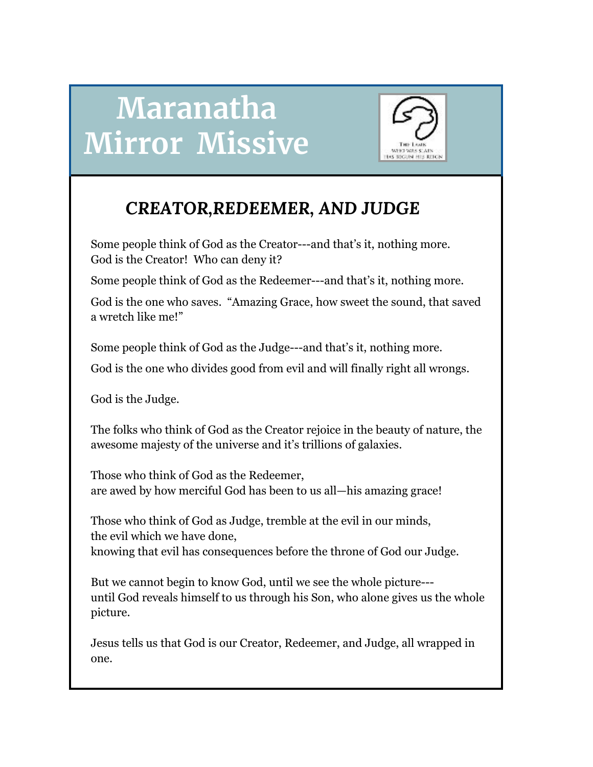# Maranatha Mirror Missive

## *CREATOR,REDEEMER, AND JUDGE*

Some people think of God as the Creator---and that's it, nothing more.
God is the Creator! Who can deny it?

Some people think of God as the Redeemer---and that's it, nothing more.

God is the one who saves. "Amazing Grace, how sweet the sound, that saved a wretch like me!"

Some people think of God as the Judge---and that's it, nothing more.

God is the one who divides good from evil and will finally right all wrongs.

God is the Judge.

The folks who think of God as the Creator rejoice in the beauty of nature, the awesome majesty of the universe and it's trillions of galaxies.

Those who think of God as the Redeemer,
are awed by how merciful God has been to us all—his amazing grace!

Those who think of God as Judge, tremble at the evil in our minds,
the evil which we have done,
knowing that evil has consequences before the throne of God our Judge.

But we cannot begin to know God, until we see the whole picture---
until God reveals himself to us through his Son, who alone gives us the whole picture.

Jesus tells us that God is our Creator, Redeemer, and Judge, all wrapped in one.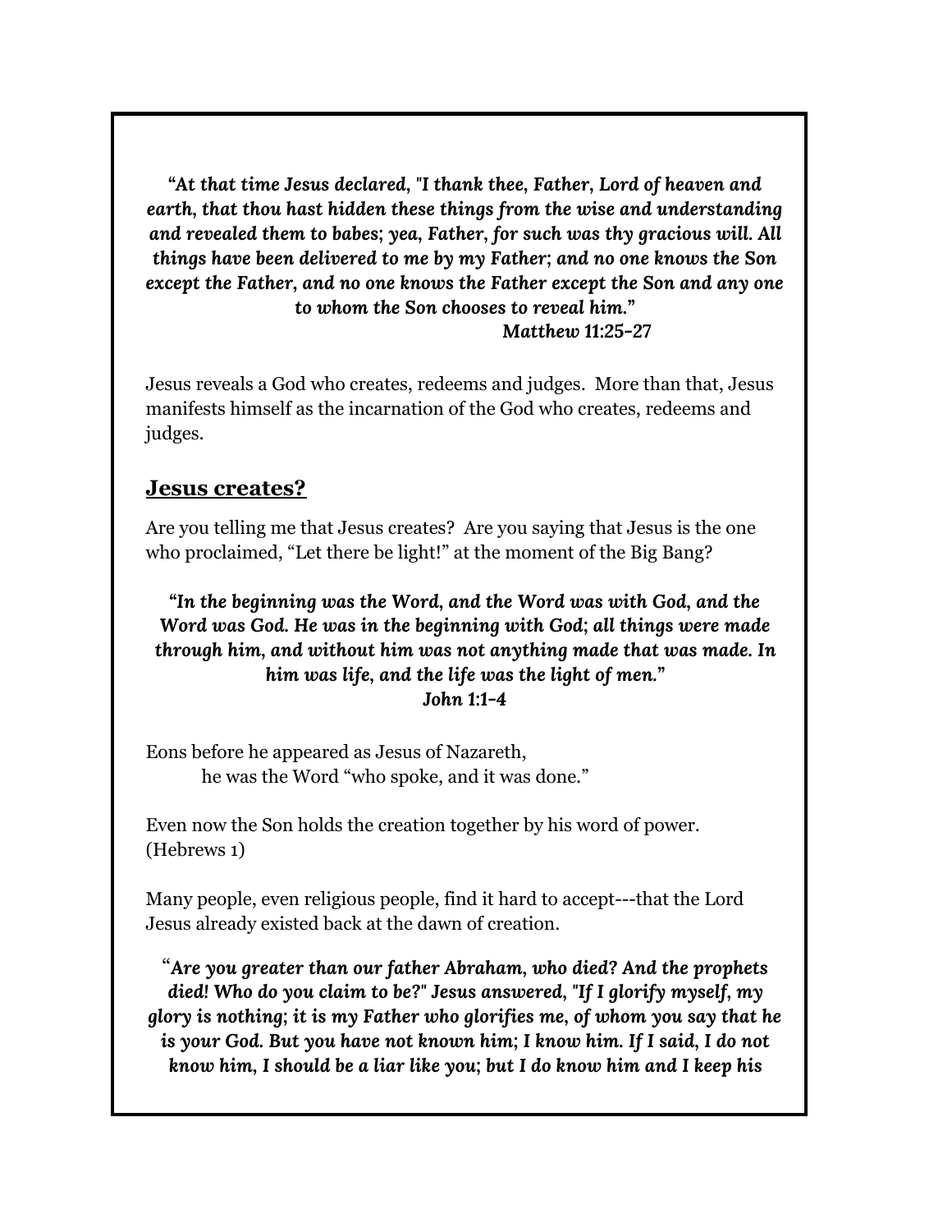***"At that time Jesus declared, "I thank thee, Father, Lord of heaven and earth, that thou hast hidden these things from the wise and understanding and revealed them to babes; yea, Father, for such was thy gracious will. All things have been delivered to me by my Father; and no one knows the Son except the Father, and no one knows the Father except the Son and any one to whom the Son chooses to reveal him."***
***Matthew 11:25-27***

Jesus reveals a God who creates, redeems and judges. More than that, Jesus manifests himself as the incarnation of the God who creates, redeems and judges.

## Jesus creates?

Are you telling me that Jesus creates? Are you saying that Jesus is the one who proclaimed, "Let there be light!" at the moment of the Big Bang?

***"In the beginning was the Word, and the Word was with God, and the Word was God. He was in the beginning with God; all things were made through him, and without him was not anything made that was made. In him was life, and the life was the light of men."***
***John 1:1-4***

Eons before he appeared as Jesus of Nazareth,
he was the Word "who spoke, and it was done."

Even now the Son holds the creation together by his word of power. (Hebrews 1)

Many people, even religious people, find it hard to accept---that the Lord Jesus already existed back at the dawn of creation.

***"Are you greater than our father Abraham, who died? And the prophets died! Who do you claim to be?" Jesus answered, "If I glorify myself, my glory is nothing; it is my Father who glorifies me, of whom you say that he is your God. But you have not known him; I know him. If I said, I do not know him, I should be a liar like you; but I do know him and I keep his***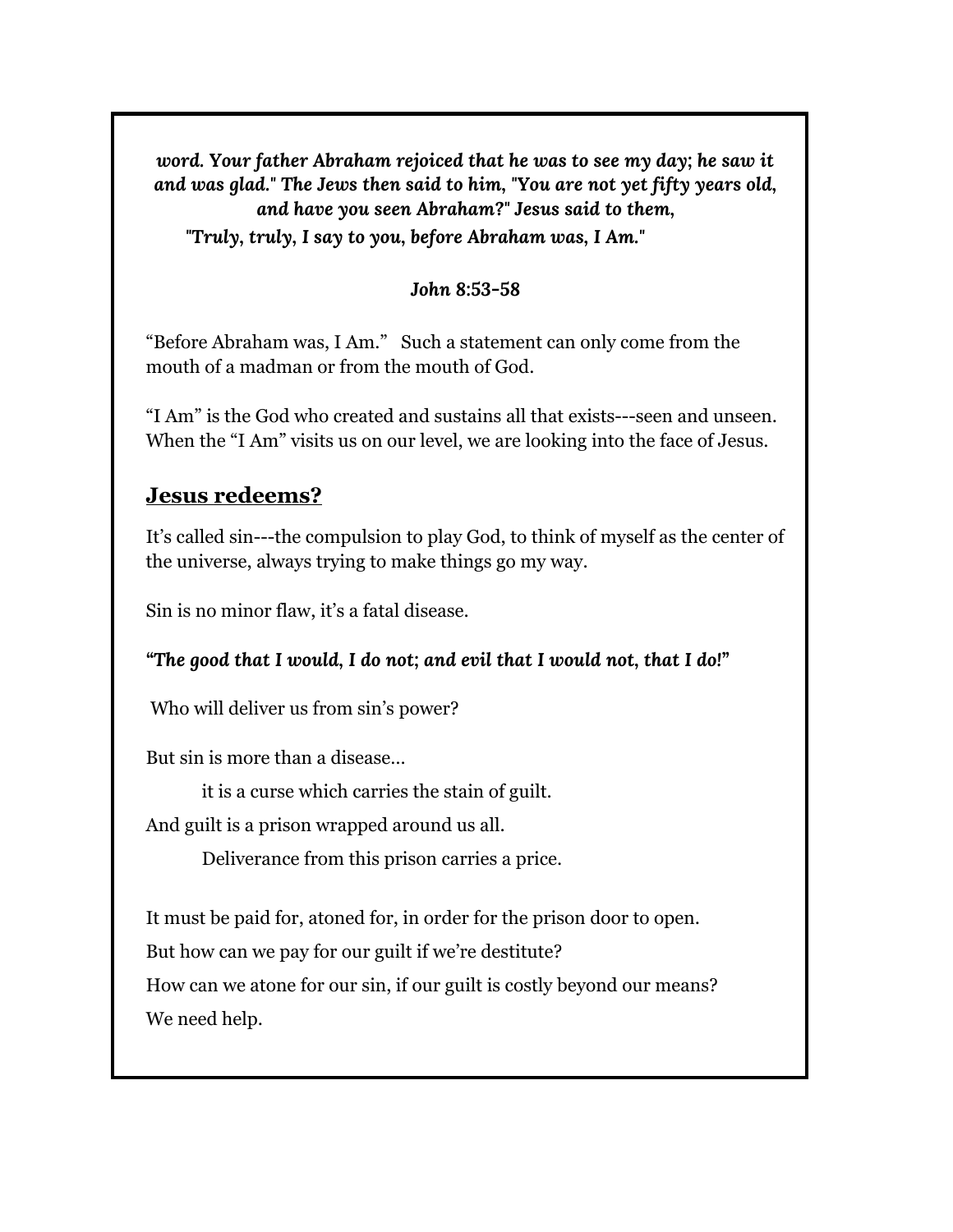***word. Your father Abraham rejoiced that he was to see my day; he saw it and was glad." The Jews then said to him, "You are not yet fifty years old, and have you seen Abraham?" Jesus said to them, "Truly, truly, I say to you, before Abraham was, I Am."***

***John 8:53-58***

"Before Abraham was, I Am." Such a statement can only come from the mouth of a madman or from the mouth of God.

"I Am" is the God who created and sustains all that exists---seen and unseen. When the "I Am" visits us on our level, we are looking into the face of Jesus.

## **<u>Jesus redeems?</u>**

It's called sin---the compulsion to play God, to think of myself as the center of the universe, always trying to make things go my way.

Sin is no minor flaw, it's a fatal disease.

***"The good that I would, I do not; and evil that I would not, that I do!"***

Who will deliver us from sin's power?

But sin is more than a disease…

it is a curse which carries the stain of guilt.

And guilt is a prison wrapped around us all.

Deliverance from this prison carries a price.

It must be paid for, atoned for, in order for the prison door to open.

But how can we pay for our guilt if we're destitute?

How can we atone for our sin, if our guilt is costly beyond our means?

We need help.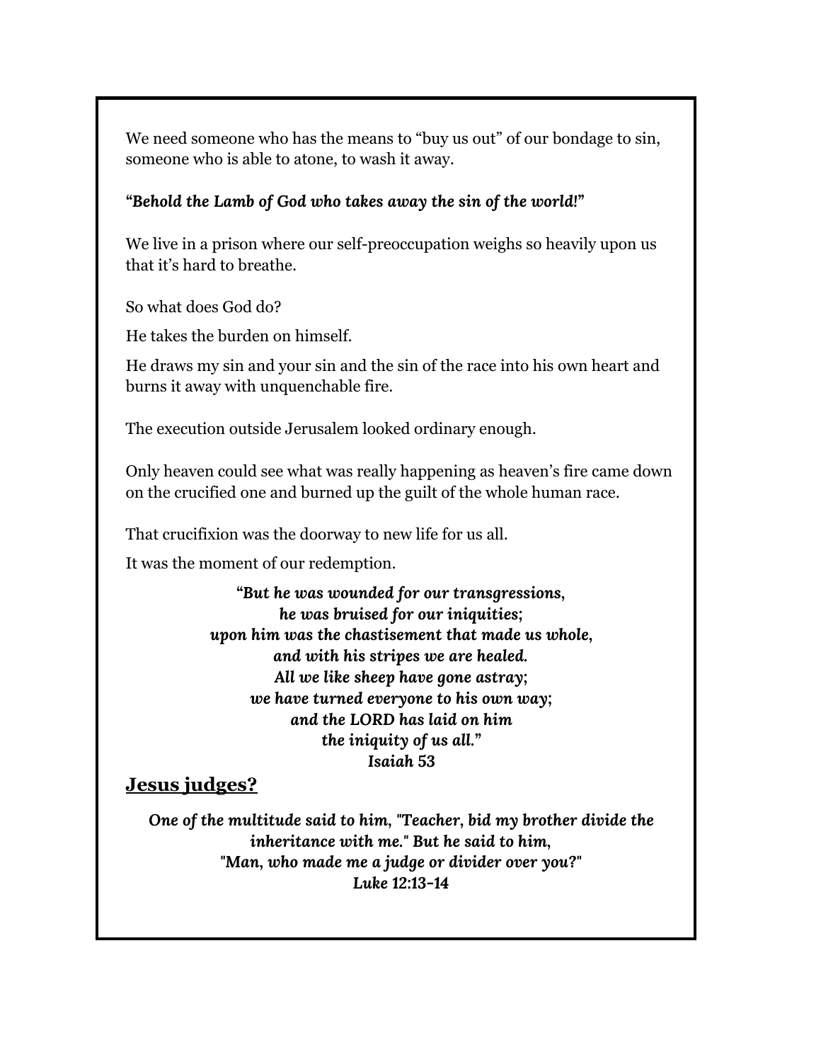We need someone who has the means to "buy us out" of our bondage to sin, someone who is able to atone, to wash it away.

***"Behold the Lamb of God who takes away the sin of the world!"***

We live in a prison where our self-preoccupation weighs so heavily upon us that it's hard to breathe.

So what does God do?

He takes the burden on himself.

He draws my sin and your sin and the sin of the race into his own heart and burns it away with unquenchable fire.

The execution outside Jerusalem looked ordinary enough.

Only heaven could see what was really happening as heaven's fire came down on the crucified one and burned up the guilt of the whole human race.

That crucifixion was the doorway to new life for us all.

It was the moment of our redemption.

***"But he was wounded for our transgressions,***
***he was bruised for our iniquities;***
***upon him was the chastisement that made us whole,***
***and with his stripes we are healed.***
***All we like sheep have gone astray;***
***we have turned everyone to his own way;***
***and the LORD has laid on him***
***the iniquity of us all."***
***Isaiah 53***

## Jesus judges?

***One of the multitude said to him, "Teacher, bid my brother divide the inheritance with me." But he said to him,***
***"Man, who made me a judge or divider over you?"***
***Luke 12:13-14***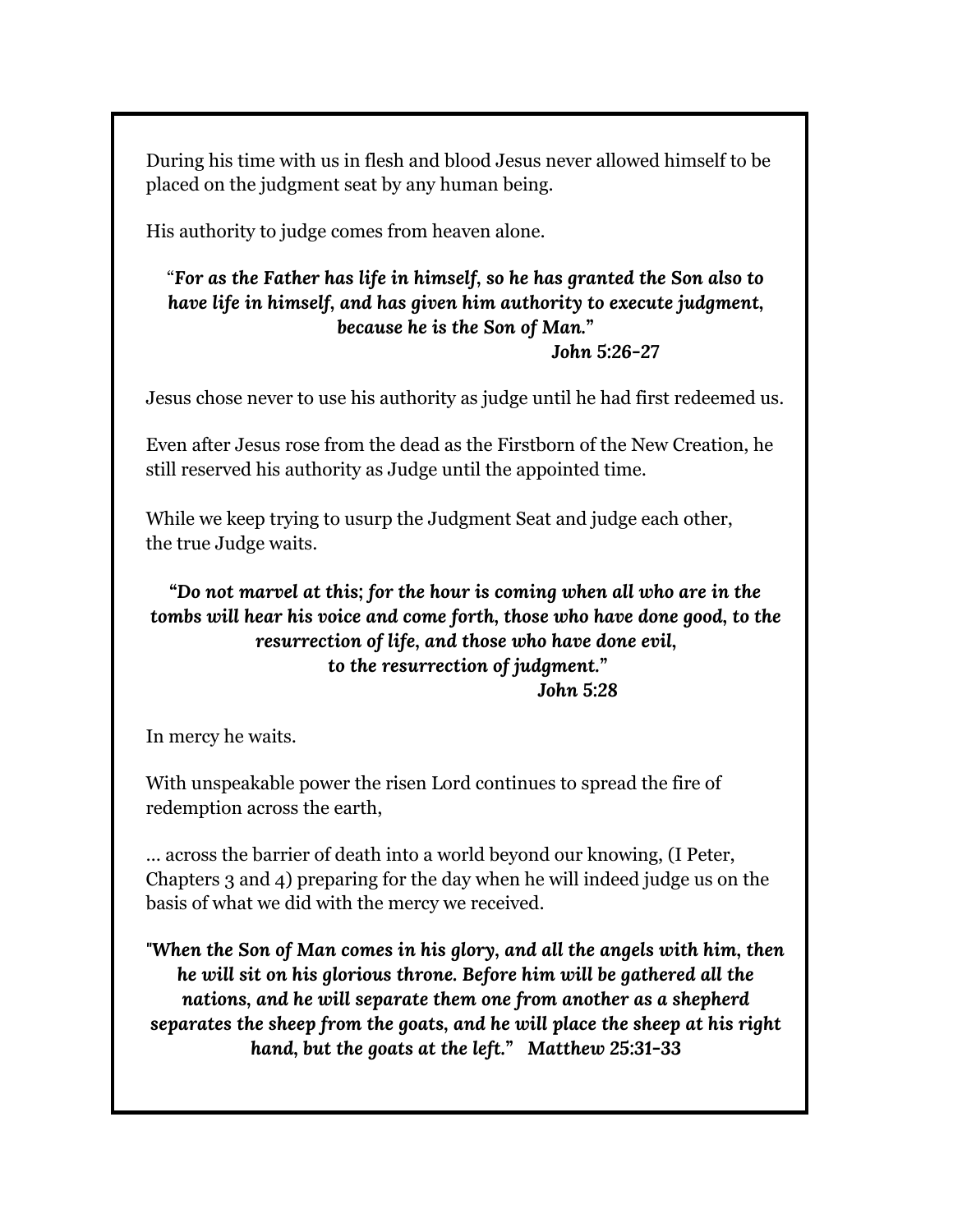During his time with us in flesh and blood Jesus never allowed himself to be placed on the judgment seat by any human being.

His authority to judge comes from heaven alone.

> "***For as the Father has life in himself, so he has granted the Son also to have life in himself, and has given him authority to execute judgment, because he is the Son of Man.***"
> ***John 5:26-27***

Jesus chose never to use his authority as judge until he had first redeemed us.

Even after Jesus rose from the dead as the Firstborn of the New Creation, he still reserved his authority as Judge until the appointed time.

While we keep trying to usurp the Judgment Seat and judge each other, the true Judge waits.

> ***"Do not marvel at this; for the hour is coming when all who are in the tombs will hear his voice and come forth, those who have done good, to the resurrection of life, and those who have done evil, to the resurrection of judgment."***
> ***John 5:28***

In mercy he waits.

With unspeakable power the risen Lord continues to spread the fire of redemption across the earth,

… across the barrier of death into a world beyond our knowing, (I Peter, Chapters 3 and 4) preparing for the day when he will indeed judge us on the basis of what we did with the mercy we received.

> ***"When the Son of Man comes in his glory, and all the angels with him, then he will sit on his glorious throne. Before him will be gathered all the nations, and he will separate them one from another as a shepherd separates the sheep from the goats, and he will place the sheep at his right hand, but the goats at the left." Matthew 25:31-33***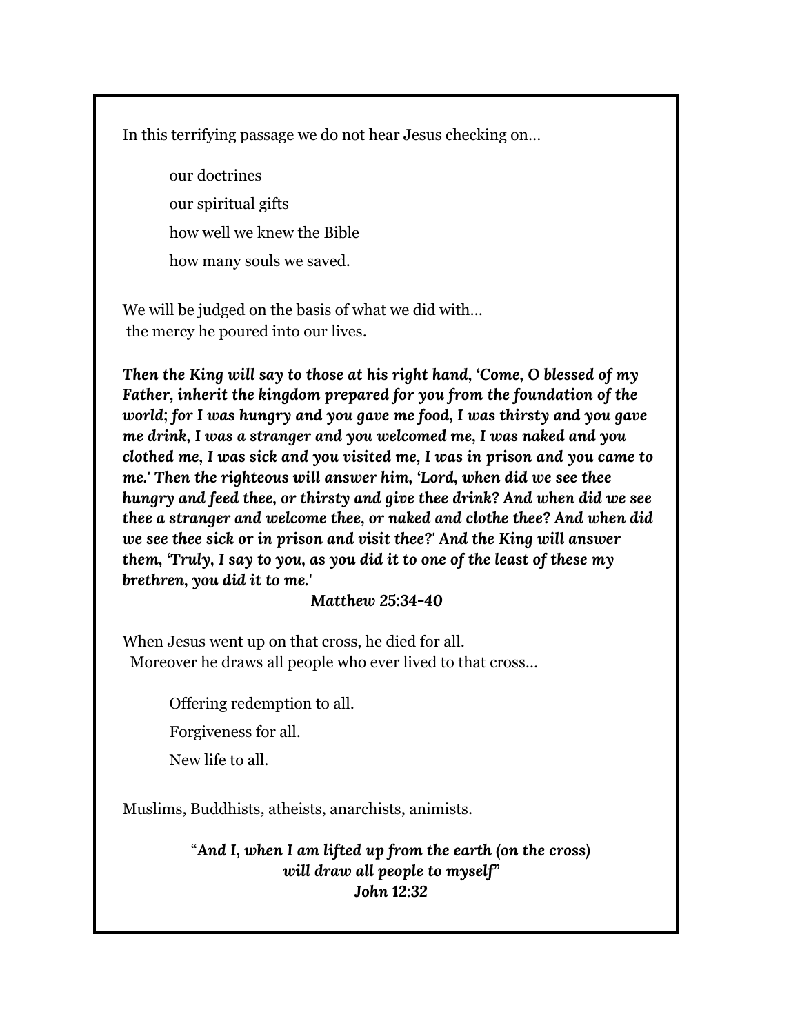In this terrifying passage we do not hear Jesus checking on…

> our doctrines
>
> our spiritual gifts
>
> how well we knew the Bible
>
> how many souls we saved.

We will be judged on the basis of what we did with…
the mercy he poured into our lives.

***Then the King will say to those at his right hand, 'Come, O blessed of my Father, inherit the kingdom prepared for you from the foundation of the world; for I was hungry and you gave me food, I was thirsty and you gave me drink, I was a stranger and you welcomed me, I was naked and you clothed me, I was sick and you visited me, I was in prison and you came to me.' Then the righteous will answer him, 'Lord, when did we see thee hungry and feed thee, or thirsty and give thee drink? And when did we see thee a stranger and welcome thee, or naked and clothe thee? And when did we see thee sick or in prison and visit thee?' And the King will answer them, 'Truly, I say to you, as you did it to one of the least of these my brethren, you did it to me.'***

***Matthew 25:34-40***

When Jesus went up on that cross, he died for all.
Moreover he draws all people who ever lived to that cross…

> Offering redemption to all.
>
> Forgiveness for all.
>
> New life to all.

Muslims, Buddhists, atheists, anarchists, animists.

*"**And I, when I am lifted up from the earth (on the cross) will draw all people to myself**"*
***John 12:32***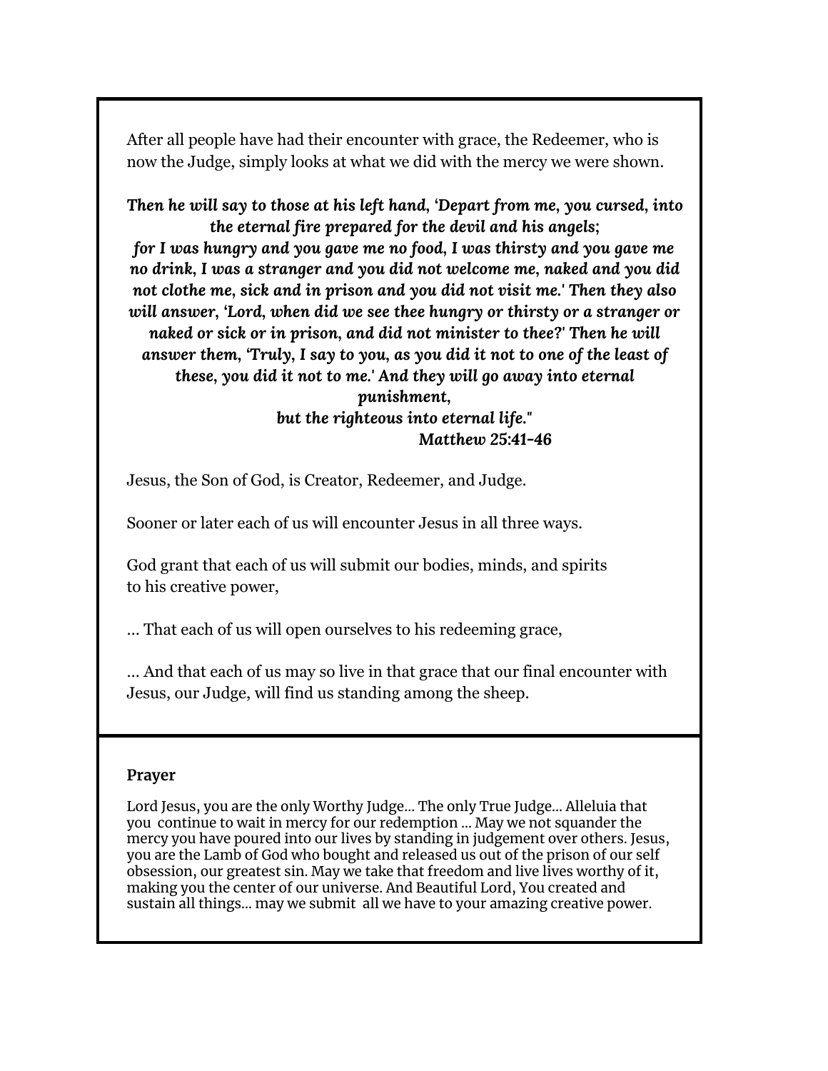After all people have had their encounter with grace, the Redeemer, who is now the Judge, simply looks at what we did with the mercy we were shown.

***Then he will say to those at his left hand, 'Depart from me, you cursed, into the eternal fire prepared for the devil and his angels;***
***for I was hungry and you gave me no food, I was thirsty and you gave me no drink, I was a stranger and you did not welcome me, naked and you did not clothe me, sick and in prison and you did not visit me.' Then they also will answer, 'Lord, when did we see thee hungry or thirsty or a stranger or naked or sick or in prison, and did not minister to thee?' Then he will answer them, 'Truly, I say to you, as you did it not to one of the least of these, you did it not to me.' And they will go away into eternal punishment,***
***but the righteous into eternal life."***
***Matthew 25:41-46***

Jesus, the Son of God, is Creator, Redeemer, and Judge.

Sooner or later each of us will encounter Jesus in all three ways.

God grant that each of us will submit our bodies, minds, and spirits to his creative power,

... That each of us will open ourselves to his redeeming grace,

... And that each of us may so live in that grace that our final encounter with Jesus, our Judge, will find us standing among the sheep.

**Prayer**

Lord Jesus, you are the only Worthy Judge... The only True Judge... Alleluia that you continue to wait in mercy for our redemption ... May we not squander the mercy you have poured into our lives by standing in judgement over others. Jesus, you are the Lamb of God who bought and released us out of the prison of our self obsession, our greatest sin. May we take that freedom and live lives worthy of it, making you the center of our universe. And Beautiful Lord, You created and sustain all things... may we submit all we have to your amazing creative power.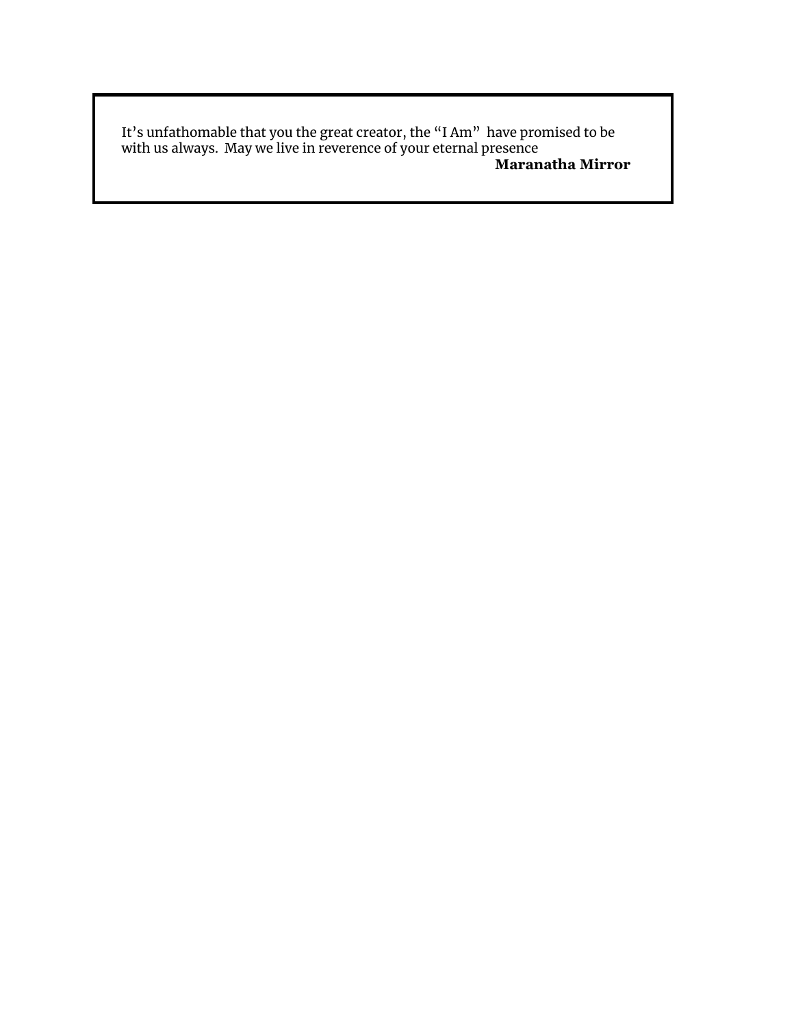It's unfathomable that you the great creator, the "I Am" have promised to be with us always. May we live in reverence of your eternal presence

**Maranatha Mirror**